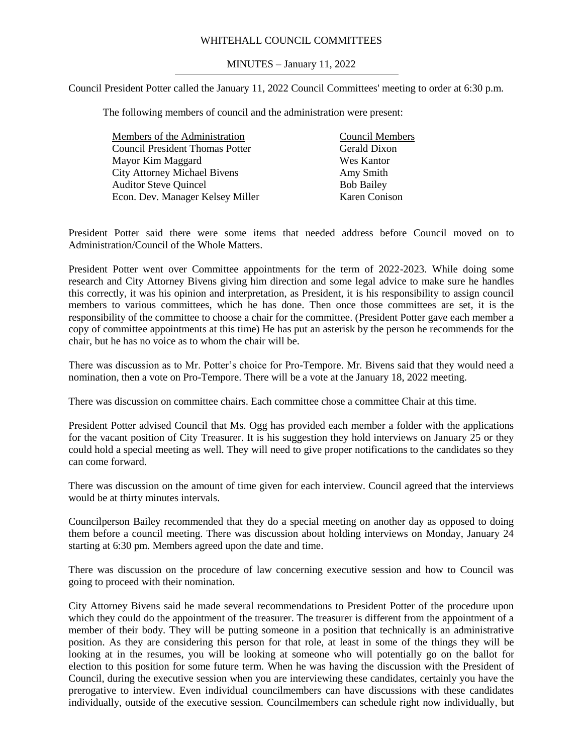# WHITEHALL COUNCIL COMMITTEES

## MINUTES – January 11, 2022

Council President Potter called the January 11, 2022 Council Committees' meeting to order at 6:30 p.m.

The following members of council and the administration were present:

| Members of the Administration | Council Members |
|---|---|
| Council President Thomas Potter | Gerald Dixon |
| Mayor Kim Maggard | Wes Kantor |
| City Attorney Michael Bivens | Amy Smith |
| Auditor Steve Quincel | Bob Bailey |
| Econ. Dev. Manager Kelsey Miller | Karen Conison |

President Potter said there were some items that needed address before Council moved on to Administration/Council of the Whole Matters.

President Potter went over Committee appointments for the term of 2022-2023. While doing some research and City Attorney Bivens giving him direction and some legal advice to make sure he handles this correctly, it was his opinion and interpretation, as President, it is his responsibility to assign council members to various committees, which he has done. Then once those committees are set, it is the responsibility of the committee to choose a chair for the committee. (President Potter gave each member a copy of committee appointments at this time) He has put an asterisk by the person he recommends for the chair, but he has no voice as to whom the chair will be.

There was discussion as to Mr. Potter's choice for Pro-Tempore. Mr. Bivens said that they would need a nomination, then a vote on Pro-Tempore. There will be a vote at the January 18, 2022 meeting.

There was discussion on committee chairs. Each committee chose a committee Chair at this time.

President Potter advised Council that Ms. Ogg has provided each member a folder with the applications for the vacant position of City Treasurer. It is his suggestion they hold interviews on January 25 or they could hold a special meeting as well. They will need to give proper notifications to the candidates so they can come forward.

There was discussion on the amount of time given for each interview. Council agreed that the interviews would be at thirty minutes intervals.

Councilperson Bailey recommended that they do a special meeting on another day as opposed to doing them before a council meeting. There was discussion about holding interviews on Monday, January 24 starting at 6:30 pm. Members agreed upon the date and time.

There was discussion on the procedure of law concerning executive session and how to Council was going to proceed with their nomination.

City Attorney Bivens said he made several recommendations to President Potter of the procedure upon which they could do the appointment of the treasurer. The treasurer is different from the appointment of a member of their body. They will be putting someone in a position that technically is an administrative position. As they are considering this person for that role, at least in some of the things they will be looking at in the resumes, you will be looking at someone who will potentially go on the ballot for election to this position for some future term. When he was having the discussion with the President of Council, during the executive session when you are interviewing these candidates, certainly you have the prerogative to interview. Even individual councilmembers can have discussions with these candidates individually, outside of the executive session. Councilmembers can schedule right now individually, but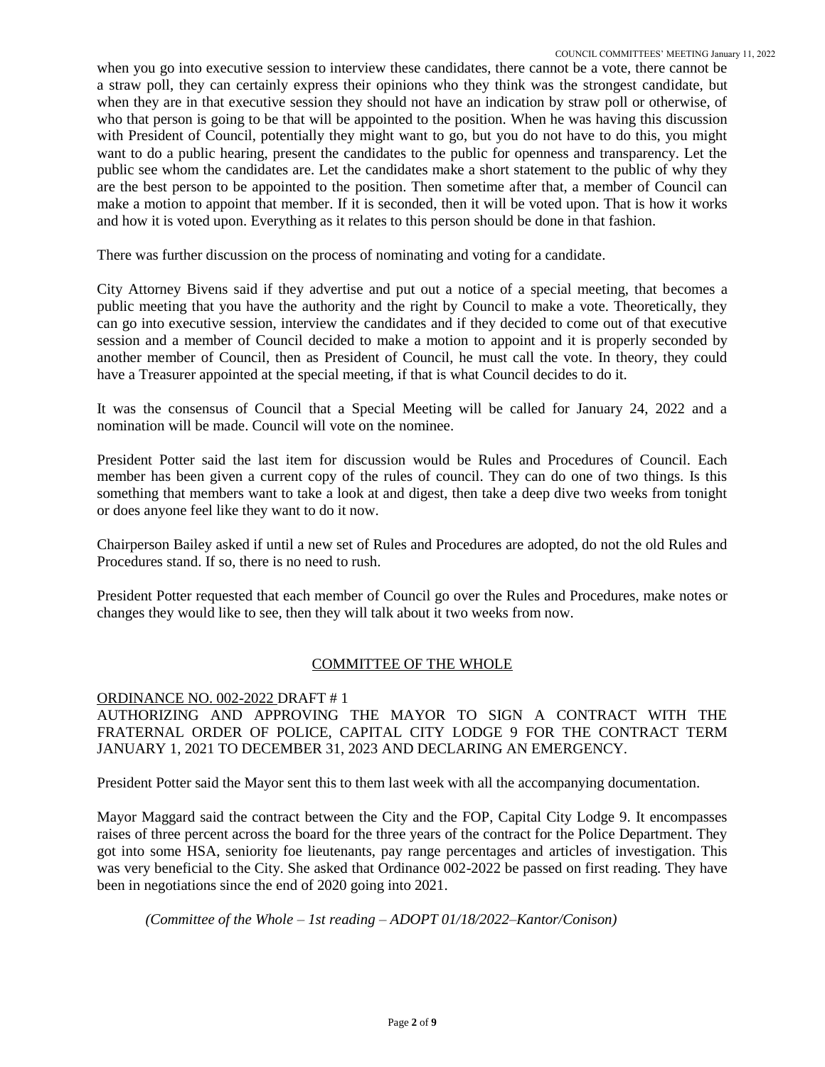when you go into executive session to interview these candidates, there cannot be a vote, there cannot be a straw poll, they can certainly express their opinions who they think was the strongest candidate, but when they are in that executive session they should not have an indication by straw poll or otherwise, of who that person is going to be that will be appointed to the position. When he was having this discussion with President of Council, potentially they might want to go, but you do not have to do this, you might want to do a public hearing, present the candidates to the public for openness and transparency. Let the public see whom the candidates are. Let the candidates make a short statement to the public of why they are the best person to be appointed to the position. Then sometime after that, a member of Council can make a motion to appoint that member. If it is seconded, then it will be voted upon. That is how it works and how it is voted upon. Everything as it relates to this person should be done in that fashion.

There was further discussion on the process of nominating and voting for a candidate.

City Attorney Bivens said if they advertise and put out a notice of a special meeting, that becomes a public meeting that you have the authority and the right by Council to make a vote. Theoretically, they can go into executive session, interview the candidates and if they decided to come out of that executive session and a member of Council decided to make a motion to appoint and it is properly seconded by another member of Council, then as President of Council, he must call the vote. In theory, they could have a Treasurer appointed at the special meeting, if that is what Council decides to do it.

It was the consensus of Council that a Special Meeting will be called for January 24, 2022 and a nomination will be made. Council will vote on the nominee.

President Potter said the last item for discussion would be Rules and Procedures of Council. Each member has been given a current copy of the rules of council. They can do one of two things. Is this something that members want to take a look at and digest, then take a deep dive two weeks from tonight or does anyone feel like they want to do it now.

Chairperson Bailey asked if until a new set of Rules and Procedures are adopted, do not the old Rules and Procedures stand. If so, there is no need to rush.

President Potter requested that each member of Council go over the Rules and Procedures, make notes or changes they would like to see, then they will talk about it two weeks from now.

## COMMITTEE OF THE WHOLE

ORDINANCE NO. 002-2022 DRAFT # 1

AUTHORIZING AND APPROVING THE MAYOR TO SIGN A CONTRACT WITH THE FRATERNAL ORDER OF POLICE, CAPITAL CITY LODGE 9 FOR THE CONTRACT TERM JANUARY 1, 2021 TO DECEMBER 31, 2023 AND DECLARING AN EMERGENCY.

President Potter said the Mayor sent this to them last week with all the accompanying documentation.

Mayor Maggard said the contract between the City and the FOP, Capital City Lodge 9. It encompasses raises of three percent across the board for the three years of the contract for the Police Department. They got into some HSA, seniority foe lieutenants, pay range percentages and articles of investigation. This was very beneficial to the City. She asked that Ordinance 002-2022 be passed on first reading. They have been in negotiations since the end of 2020 going into 2021.

*(Committee of the Whole – 1st reading – ADOPT 01/18/2022–Kantor/Conison)*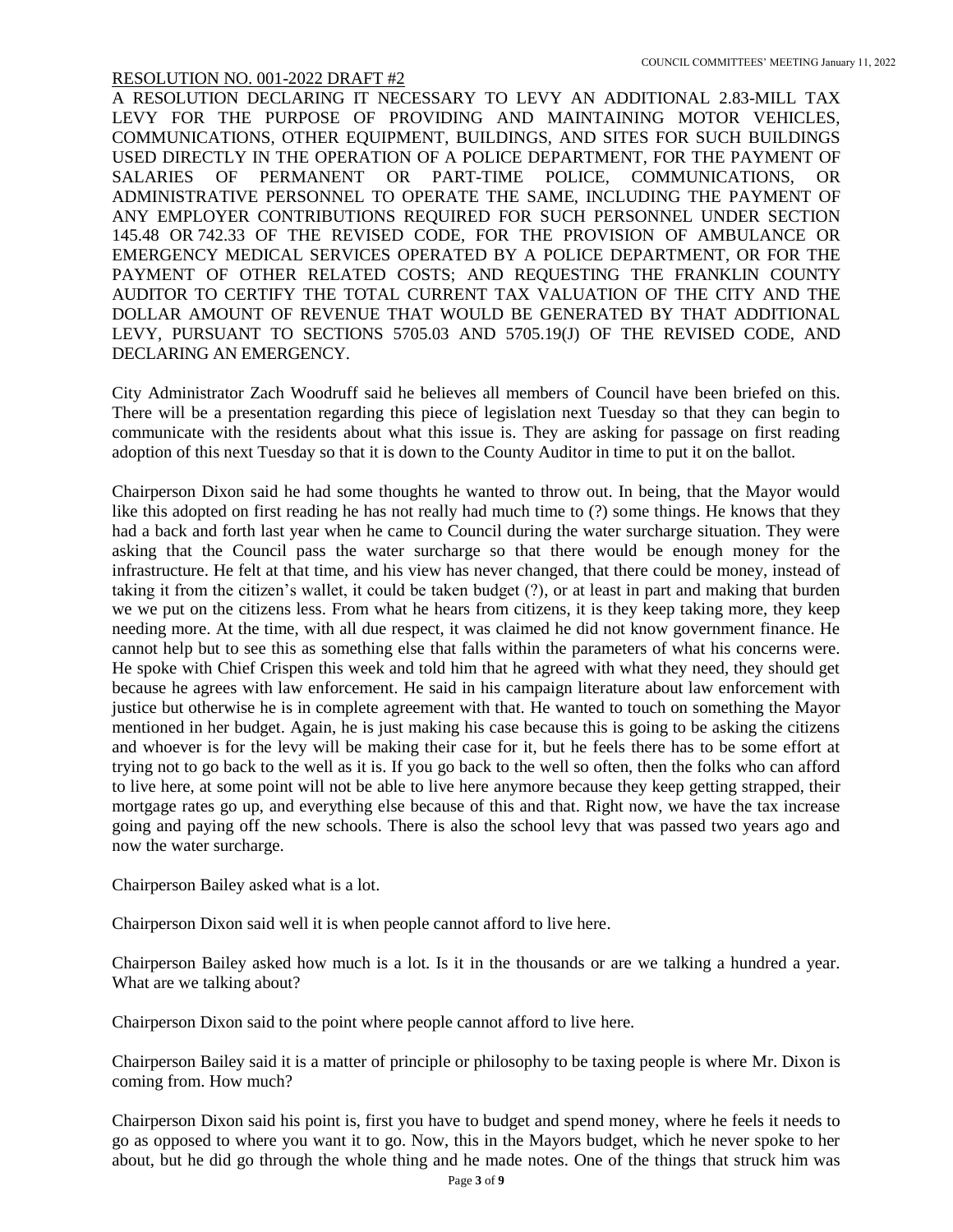RESOLUTION NO. 001-2022 DRAFT #2

A RESOLUTION DECLARING IT NECESSARY TO LEVY AN ADDITIONAL 2.83-MILL TAX LEVY FOR THE PURPOSE OF PROVIDING AND MAINTAINING MOTOR VEHICLES, COMMUNICATIONS, OTHER EQUIPMENT, BUILDINGS, AND SITES FOR SUCH BUILDINGS USED DIRECTLY IN THE OPERATION OF A POLICE DEPARTMENT, FOR THE PAYMENT OF SALARIES OF PERMANENT OR PART-TIME POLICE, COMMUNICATIONS, OR ADMINISTRATIVE PERSONNEL TO OPERATE THE SAME, INCLUDING THE PAYMENT OF ANY EMPLOYER CONTRIBUTIONS REQUIRED FOR SUCH PERSONNEL UNDER SECTION 145.48 OR 742.33 OF THE REVISED CODE, FOR THE PROVISION OF AMBULANCE OR EMERGENCY MEDICAL SERVICES OPERATED BY A POLICE DEPARTMENT, OR FOR THE PAYMENT OF OTHER RELATED COSTS; AND REQUESTING THE FRANKLIN COUNTY AUDITOR TO CERTIFY THE TOTAL CURRENT TAX VALUATION OF THE CITY AND THE DOLLAR AMOUNT OF REVENUE THAT WOULD BE GENERATED BY THAT ADDITIONAL LEVY, PURSUANT TO SECTIONS 5705.03 AND 5705.19(J) OF THE REVISED CODE, AND DECLARING AN EMERGENCY.

City Administrator Zach Woodruff said he believes all members of Council have been briefed on this. There will be a presentation regarding this piece of legislation next Tuesday so that they can begin to communicate with the residents about what this issue is. They are asking for passage on first reading adoption of this next Tuesday so that it is down to the County Auditor in time to put it on the ballot.

Chairperson Dixon said he had some thoughts he wanted to throw out. In being, that the Mayor would like this adopted on first reading he has not really had much time to (?) some things. He knows that they had a back and forth last year when he came to Council during the water surcharge situation. They were asking that the Council pass the water surcharge so that there would be enough money for the infrastructure. He felt at that time, and his view has never changed, that there could be money, instead of taking it from the citizen's wallet, it could be taken budget (?), or at least in part and making that burden we we put on the citizens less. From what he hears from citizens, it is they keep taking more, they keep needing more. At the time, with all due respect, it was claimed he did not know government finance. He cannot help but to see this as something else that falls within the parameters of what his concerns were. He spoke with Chief Crispen this week and told him that he agreed with what they need, they should get because he agrees with law enforcement. He said in his campaign literature about law enforcement with justice but otherwise he is in complete agreement with that. He wanted to touch on something the Mayor mentioned in her budget. Again, he is just making his case because this is going to be asking the citizens and whoever is for the levy will be making their case for it, but he feels there has to be some effort at trying not to go back to the well as it is. If you go back to the well so often, then the folks who can afford to live here, at some point will not be able to live here anymore because they keep getting strapped, their mortgage rates go up, and everything else because of this and that. Right now, we have the tax increase going and paying off the new schools. There is also the school levy that was passed two years ago and now the water surcharge.

Chairperson Bailey asked what is a lot.

Chairperson Dixon said well it is when people cannot afford to live here.

Chairperson Bailey asked how much is a lot. Is it in the thousands or are we talking a hundred a year. What are we talking about?

Chairperson Dixon said to the point where people cannot afford to live here.

Chairperson Bailey said it is a matter of principle or philosophy to be taxing people is where Mr. Dixon is coming from. How much?

Chairperson Dixon said his point is, first you have to budget and spend money, where he feels it needs to go as opposed to where you want it to go. Now, this in the Mayors budget, which he never spoke to her about, but he did go through the whole thing and he made notes. One of the things that struck him was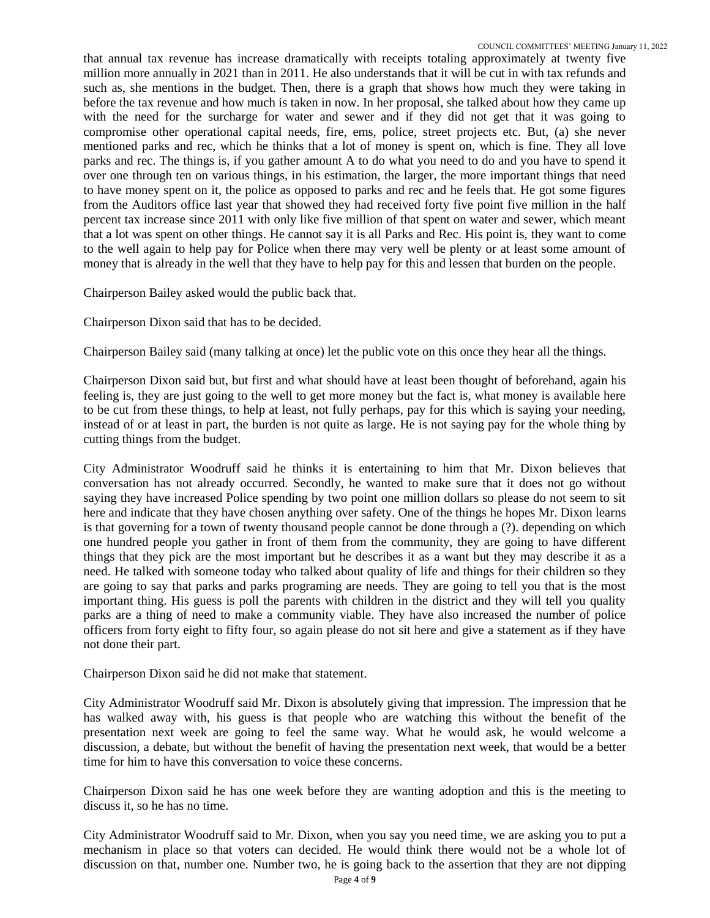that annual tax revenue has increase dramatically with receipts totaling approximately at twenty five million more annually in 2021 than in 2011. He also understands that it will be cut in with tax refunds and such as, she mentions in the budget. Then, there is a graph that shows how much they were taking in before the tax revenue and how much is taken in now. In her proposal, she talked about how they came up with the need for the surcharge for water and sewer and if they did not get that it was going to compromise other operational capital needs, fire, ems, police, street projects etc. But, (a) she never mentioned parks and rec, which he thinks that a lot of money is spent on, which is fine. They all love parks and rec. The things is, if you gather amount A to do what you need to do and you have to spend it over one through ten on various things, in his estimation, the larger, the more important things that need to have money spent on it, the police as opposed to parks and rec and he feels that. He got some figures from the Auditors office last year that showed they had received forty five point five million in the half percent tax increase since 2011 with only like five million of that spent on water and sewer, which meant that a lot was spent on other things. He cannot say it is all Parks and Rec. His point is, they want to come to the well again to help pay for Police when there may very well be plenty or at least some amount of money that is already in the well that they have to help pay for this and lessen that burden on the people.

Chairperson Bailey asked would the public back that.

Chairperson Dixon said that has to be decided.

Chairperson Bailey said (many talking at once) let the public vote on this once they hear all the things.

Chairperson Dixon said but, but first and what should have at least been thought of beforehand, again his feeling is, they are just going to the well to get more money but the fact is, what money is available here to be cut from these things, to help at least, not fully perhaps, pay for this which is saying your needing, instead of or at least in part, the burden is not quite as large. He is not saying pay for the whole thing by cutting things from the budget.

City Administrator Woodruff said he thinks it is entertaining to him that Mr. Dixon believes that conversation has not already occurred. Secondly, he wanted to make sure that it does not go without saying they have increased Police spending by two point one million dollars so please do not seem to sit here and indicate that they have chosen anything over safety. One of the things he hopes Mr. Dixon learns is that governing for a town of twenty thousand people cannot be done through a (?). depending on which one hundred people you gather in front of them from the community, they are going to have different things that they pick are the most important but he describes it as a want but they may describe it as a need. He talked with someone today who talked about quality of life and things for their children so they are going to say that parks and parks programing are needs. They are going to tell you that is the most important thing. His guess is poll the parents with children in the district and they will tell you quality parks are a thing of need to make a community viable. They have also increased the number of police officers from forty eight to fifty four, so again please do not sit here and give a statement as if they have not done their part.

Chairperson Dixon said he did not make that statement.

City Administrator Woodruff said Mr. Dixon is absolutely giving that impression. The impression that he has walked away with, his guess is that people who are watching this without the benefit of the presentation next week are going to feel the same way. What he would ask, he would welcome a discussion, a debate, but without the benefit of having the presentation next week, that would be a better time for him to have this conversation to voice these concerns.

Chairperson Dixon said he has one week before they are wanting adoption and this is the meeting to discuss it, so he has no time.

City Administrator Woodruff said to Mr. Dixon, when you say you need time, we are asking you to put a mechanism in place so that voters can decided. He would think there would not be a whole lot of discussion on that, number one. Number two, he is going back to the assertion that they are not dipping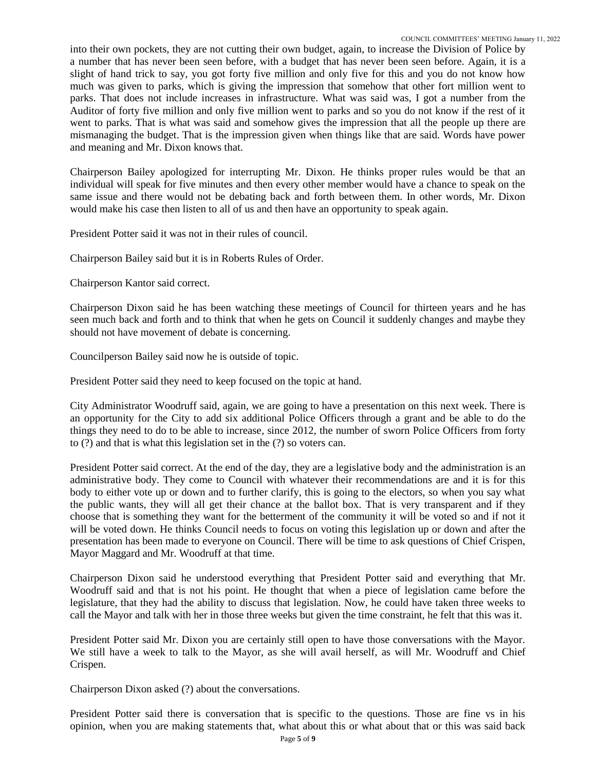into their own pockets, they are not cutting their own budget, again, to increase the Division of Police by a number that has never been seen before, with a budget that has never been seen before. Again, it is a slight of hand trick to say, you got forty five million and only five for this and you do not know how much was given to parks, which is giving the impression that somehow that other fort million went to parks. That does not include increases in infrastructure. What was said was, I got a number from the Auditor of forty five million and only five million went to parks and so you do not know if the rest of it went to parks. That is what was said and somehow gives the impression that all the people up there are mismanaging the budget. That is the impression given when things like that are said. Words have power and meaning and Mr. Dixon knows that.

Chairperson Bailey apologized for interrupting Mr. Dixon. He thinks proper rules would be that an individual will speak for five minutes and then every other member would have a chance to speak on the same issue and there would not be debating back and forth between them. In other words, Mr. Dixon would make his case then listen to all of us and then have an opportunity to speak again.

President Potter said it was not in their rules of council.

Chairperson Bailey said but it is in Roberts Rules of Order.

Chairperson Kantor said correct.

Chairperson Dixon said he has been watching these meetings of Council for thirteen years and he has seen much back and forth and to think that when he gets on Council it suddenly changes and maybe they should not have movement of debate is concerning.

Councilperson Bailey said now he is outside of topic.

President Potter said they need to keep focused on the topic at hand.

City Administrator Woodruff said, again, we are going to have a presentation on this next week. There is an opportunity for the City to add six additional Police Officers through a grant and be able to do the things they need to do to be able to increase, since 2012, the number of sworn Police Officers from forty to (?) and that is what this legislation set in the (?) so voters can.

President Potter said correct. At the end of the day, they are a legislative body and the administration is an administrative body. They come to Council with whatever their recommendations are and it is for this body to either vote up or down and to further clarify, this is going to the electors, so when you say what the public wants, they will all get their chance at the ballot box. That is very transparent and if they choose that is something they want for the betterment of the community it will be voted so and if not it will be voted down. He thinks Council needs to focus on voting this legislation up or down and after the presentation has been made to everyone on Council. There will be time to ask questions of Chief Crispen, Mayor Maggard and Mr. Woodruff at that time.

Chairperson Dixon said he understood everything that President Potter said and everything that Mr. Woodruff said and that is not his point. He thought that when a piece of legislation came before the legislature, that they had the ability to discuss that legislation. Now, he could have taken three weeks to call the Mayor and talk with her in those three weeks but given the time constraint, he felt that this was it.

President Potter said Mr. Dixon you are certainly still open to have those conversations with the Mayor. We still have a week to talk to the Mayor, as she will avail herself, as will Mr. Woodruff and Chief Crispen.

Chairperson Dixon asked (?) about the conversations.

President Potter said there is conversation that is specific to the questions. Those are fine vs in his opinion, when you are making statements that, what about this or what about that or this was said back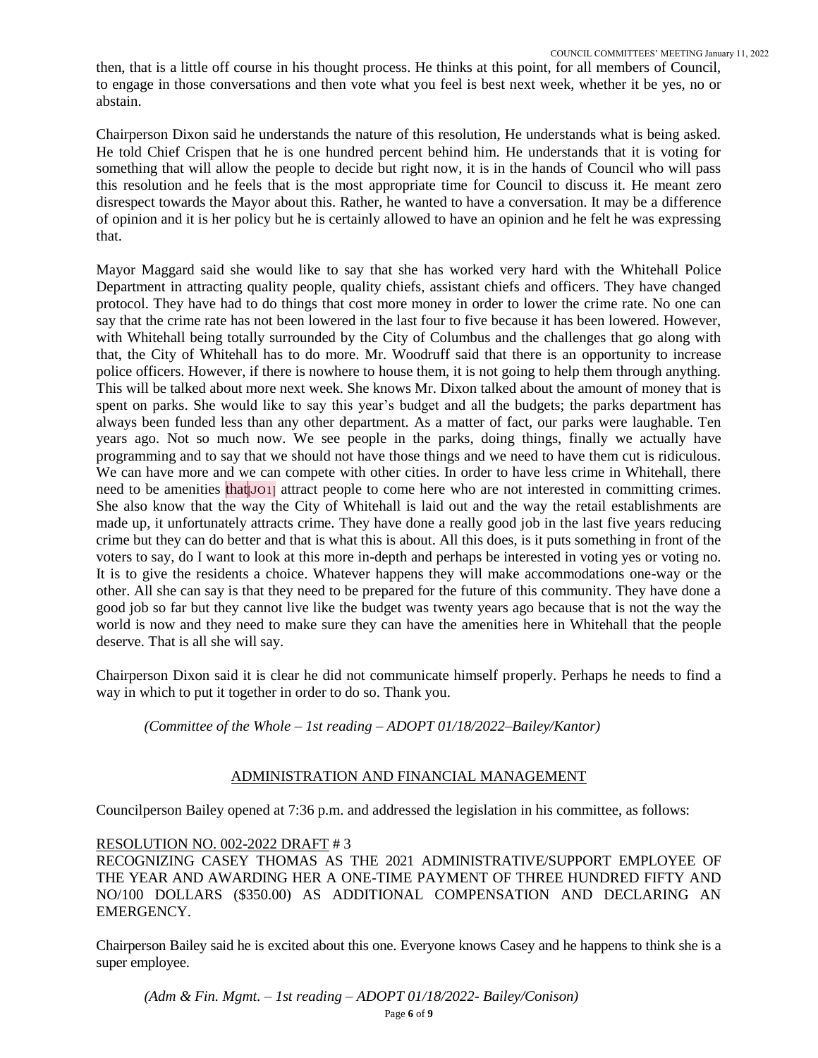then, that is a little off course in his thought process. He thinks at this point, for all members of Council, to engage in those conversations and then vote what you feel is best next week, whether it be yes, no or abstain.

Chairperson Dixon said he understands the nature of this resolution, He understands what is being asked. He told Chief Crispen that he is one hundred percent behind him. He understands that it is voting for something that will allow the people to decide but right now, it is in the hands of Council who will pass this resolution and he feels that is the most appropriate time for Council to discuss it. He meant zero disrespect towards the Mayor about this. Rather, he wanted to have a conversation. It may be a difference of opinion and it is her policy but he is certainly allowed to have an opinion and he felt he was expressing that.

Mayor Maggard said she would like to say that she has worked very hard with the Whitehall Police Department in attracting quality people, quality chiefs, assistant chiefs and officers. They have changed protocol. They have had to do things that cost more money in order to lower the crime rate. No one can say that the crime rate has not been lowered in the last four to five because it has been lowered. However, with Whitehall being totally surrounded by the City of Columbus and the challenges that go along with that, the City of Whitehall has to do more. Mr. Woodruff said that there is an opportunity to increase police officers. However, if there is nowhere to house them, it is not going to help them through anything. This will be talked about more next week. She knows Mr. Dixon talked about the amount of money that is spent on parks. She would like to say this year's budget and all the budgets; the parks department has always been funded less than any other department. As a matter of fact, our parks were laughable. Ten years ago. Not so much now. We see people in the parks, doing things, finally we actually have programming and to say that we should not have those things and we need to have them cut is ridiculous. We can have more and we can compete with other cities. In order to have less crime in Whitehall, there need to be amenities that[JO1] attract people to come here who are not interested in committing crimes. She also know that the way the City of Whitehall is laid out and the way the retail establishments are made up, it unfortunately attracts crime. They have done a really good job in the last five years reducing crime but they can do better and that is what this is about. All this does, is it puts something in front of the voters to say, do I want to look at this more in-depth and perhaps be interested in voting yes or voting no. It is to give the residents a choice. Whatever happens they will make accommodations one-way or the other. All she can say is that they need to be prepared for the future of this community. They have done a good job so far but they cannot live like the budget was twenty years ago because that is not the way the world is now and they need to make sure they can have the amenities here in Whitehall that the people deserve. That is all she will say.

Chairperson Dixon said it is clear he did not communicate himself properly. Perhaps he needs to find a way in which to put it together in order to do so. Thank you.

*(Committee of the Whole – 1st reading – ADOPT 01/18/2022–Bailey/Kantor)*

## ADMINISTRATION AND FINANCIAL MANAGEMENT

Councilperson Bailey opened at 7:36 p.m. and addressed the legislation in his committee, as follows:

RESOLUTION NO. 002-2022 DRAFT # 3
RECOGNIZING CASEY THOMAS AS THE 2021 ADMINISTRATIVE/SUPPORT EMPLOYEE OF THE YEAR AND AWARDING HER A ONE-TIME PAYMENT OF THREE HUNDRED FIFTY AND NO/100 DOLLARS ($350.00) AS ADDITIONAL COMPENSATION AND DECLARING AN EMERGENCY.

Chairperson Bailey said he is excited about this one. Everyone knows Casey and he happens to think she is a super employee.

*(Adm & Fin. Mgmt. – 1st reading – ADOPT 01/18/2022- Bailey/Conison)*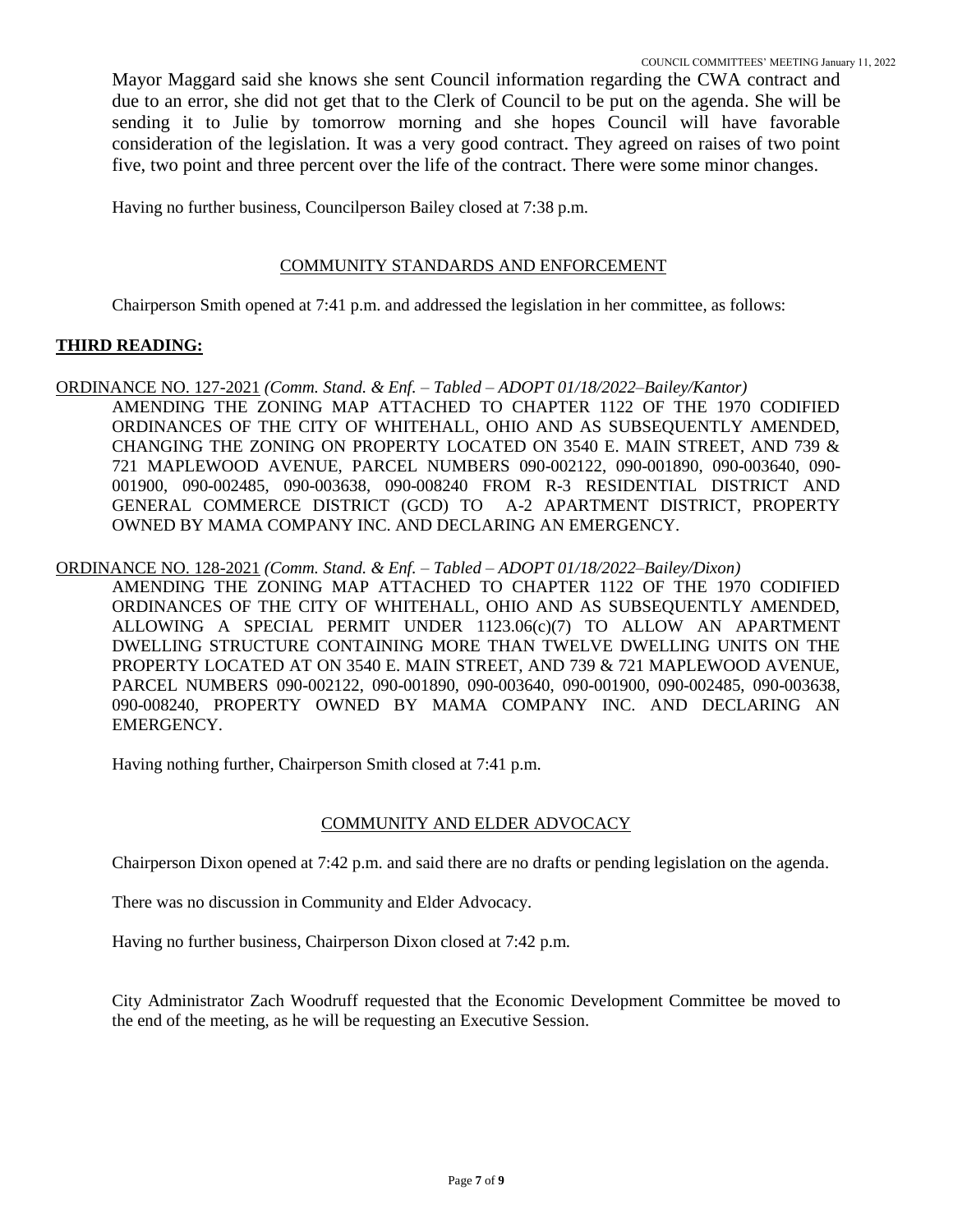Mayor Maggard said she knows she sent Council information regarding the CWA contract and due to an error, she did not get that to the Clerk of Council to be put on the agenda. She will be sending it to Julie by tomorrow morning and she hopes Council will have favorable consideration of the legislation. It was a very good contract. They agreed on raises of two point five, two point and three percent over the life of the contract. There were some minor changes.

Having no further business, Councilperson Bailey closed at 7:38 p.m.

## COMMUNITY STANDARDS AND ENFORCEMENT

Chairperson Smith opened at 7:41 p.m. and addressed the legislation in her committee, as follows:

**THIRD READING:**

ORDINANCE NO. 127-2021 *(Comm. Stand. & Enf. – Tabled – ADOPT 01/18/2022–Bailey/Kantor)*
AMENDING THE ZONING MAP ATTACHED TO CHAPTER 1122 OF THE 1970 CODIFIED ORDINANCES OF THE CITY OF WHITEHALL, OHIO AND AS SUBSEQUENTLY AMENDED, CHANGING THE ZONING ON PROPERTY LOCATED ON 3540 E. MAIN STREET, AND 739 & 721 MAPLEWOOD AVENUE, PARCEL NUMBERS 090-002122, 090-001890, 090-003640, 090-001900, 090-002485, 090-003638, 090-008240 FROM R-3 RESIDENTIAL DISTRICT AND GENERAL COMMERCE DISTRICT (GCD) TO A-2 APARTMENT DISTRICT, PROPERTY OWNED BY MAMA COMPANY INC. AND DECLARING AN EMERGENCY.

ORDINANCE NO. 128-2021 *(Comm. Stand. & Enf. – Tabled – ADOPT 01/18/2022–Bailey/Dixon)*
AMENDING THE ZONING MAP ATTACHED TO CHAPTER 1122 OF THE 1970 CODIFIED ORDINANCES OF THE CITY OF WHITEHALL, OHIO AND AS SUBSEQUENTLY AMENDED, ALLOWING A SPECIAL PERMIT UNDER 1123.06(c)(7) TO ALLOW AN APARTMENT DWELLING STRUCTURE CONTAINING MORE THAN TWELVE DWELLING UNITS ON THE PROPERTY LOCATED AT ON 3540 E. MAIN STREET, AND 739 & 721 MAPLEWOOD AVENUE, PARCEL NUMBERS 090-002122, 090-001890, 090-003640, 090-001900, 090-002485, 090-003638, 090-008240, PROPERTY OWNED BY MAMA COMPANY INC. AND DECLARING AN EMERGENCY.

Having nothing further, Chairperson Smith closed at 7:41 p.m.

## COMMUNITY AND ELDER ADVOCACY

Chairperson Dixon opened at 7:42 p.m. and said there are no drafts or pending legislation on the agenda.

There was no discussion in Community and Elder Advocacy.

Having no further business, Chairperson Dixon closed at 7:42 p.m.

City Administrator Zach Woodruff requested that the Economic Development Committee be moved to the end of the meeting, as he will be requesting an Executive Session.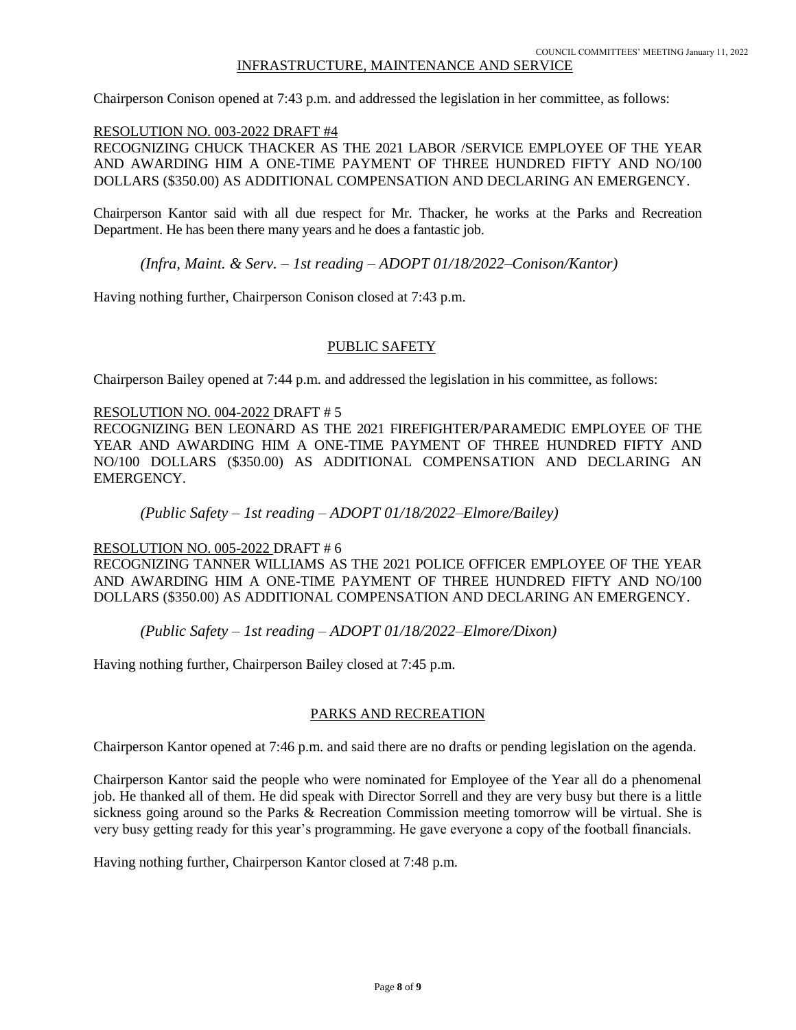## INFRASTRUCTURE, MAINTENANCE AND SERVICE

Chairperson Conison opened at 7:43 p.m. and addressed the legislation in her committee, as follows:

RESOLUTION NO. 003-2022 DRAFT #4

RECOGNIZING CHUCK THACKER AS THE 2021 LABOR /SERVICE EMPLOYEE OF THE YEAR AND AWARDING HIM A ONE-TIME PAYMENT OF THREE HUNDRED FIFTY AND NO/100 DOLLARS ($350.00) AS ADDITIONAL COMPENSATION AND DECLARING AN EMERGENCY.

Chairperson Kantor said with all due respect for Mr. Thacker, he works at the Parks and Recreation Department. He has been there many years and he does a fantastic job.

*(Infra, Maint. & Serv. – 1st reading – ADOPT 01/18/2022–Conison/Kantor)*

Having nothing further, Chairperson Conison closed at 7:43 p.m.

## PUBLIC SAFETY

Chairperson Bailey opened at 7:44 p.m. and addressed the legislation in his committee, as follows:

RESOLUTION NO. 004-2022 DRAFT # 5

RECOGNIZING BEN LEONARD AS THE 2021 FIREFIGHTER/PARAMEDIC EMPLOYEE OF THE YEAR AND AWARDING HIM A ONE-TIME PAYMENT OF THREE HUNDRED FIFTY AND NO/100 DOLLARS ($350.00) AS ADDITIONAL COMPENSATION AND DECLARING AN EMERGENCY.

*(Public Safety – 1st reading – ADOPT 01/18/2022–Elmore/Bailey)*

RESOLUTION NO. 005-2022 DRAFT # 6

RECOGNIZING TANNER WILLIAMS AS THE 2021 POLICE OFFICER EMPLOYEE OF THE YEAR AND AWARDING HIM A ONE-TIME PAYMENT OF THREE HUNDRED FIFTY AND NO/100 DOLLARS ($350.00) AS ADDITIONAL COMPENSATION AND DECLARING AN EMERGENCY.

*(Public Safety – 1st reading – ADOPT 01/18/2022–Elmore/Dixon)*

Having nothing further, Chairperson Bailey closed at 7:45 p.m.

## PARKS AND RECREATION

Chairperson Kantor opened at 7:46 p.m. and said there are no drafts or pending legislation on the agenda.

Chairperson Kantor said the people who were nominated for Employee of the Year all do a phenomenal job. He thanked all of them. He did speak with Director Sorrell and they are very busy but there is a little sickness going around so the Parks & Recreation Commission meeting tomorrow will be virtual. She is very busy getting ready for this year's programming. He gave everyone a copy of the football financials.

Having nothing further, Chairperson Kantor closed at 7:48 p.m.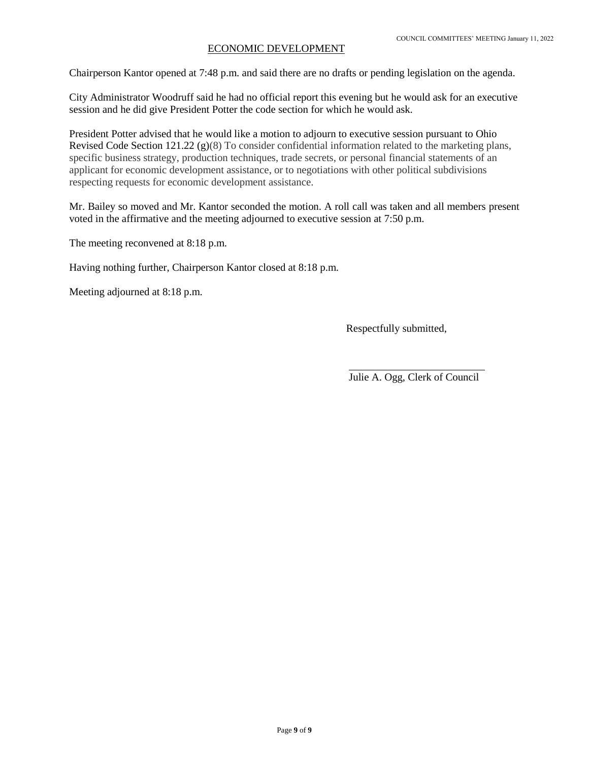## ECONOMIC DEVELOPMENT

Chairperson Kantor opened at 7:48 p.m. and said there are no drafts or pending legislation on the agenda.

City Administrator Woodruff said he had no official report this evening but he would ask for an executive session and he did give President Potter the code section for which he would ask.

President Potter advised that he would like a motion to adjourn to executive session pursuant to Ohio Revised Code Section 121.22 (g)(8) To consider confidential information related to the marketing plans, specific business strategy, production techniques, trade secrets, or personal financial statements of an applicant for economic development assistance, or to negotiations with other political subdivisions respecting requests for economic development assistance.

Mr. Bailey so moved and Mr. Kantor seconded the motion. A roll call was taken and all members present voted in the affirmative and the meeting adjourned to executive session at 7:50 p.m.

The meeting reconvened at 8:18 p.m.

Having nothing further, Chairperson Kantor closed at 8:18 p.m.

Meeting adjourned at 8:18 p.m.

Respectfully submitted,

Julie A. Ogg, Clerk of Council